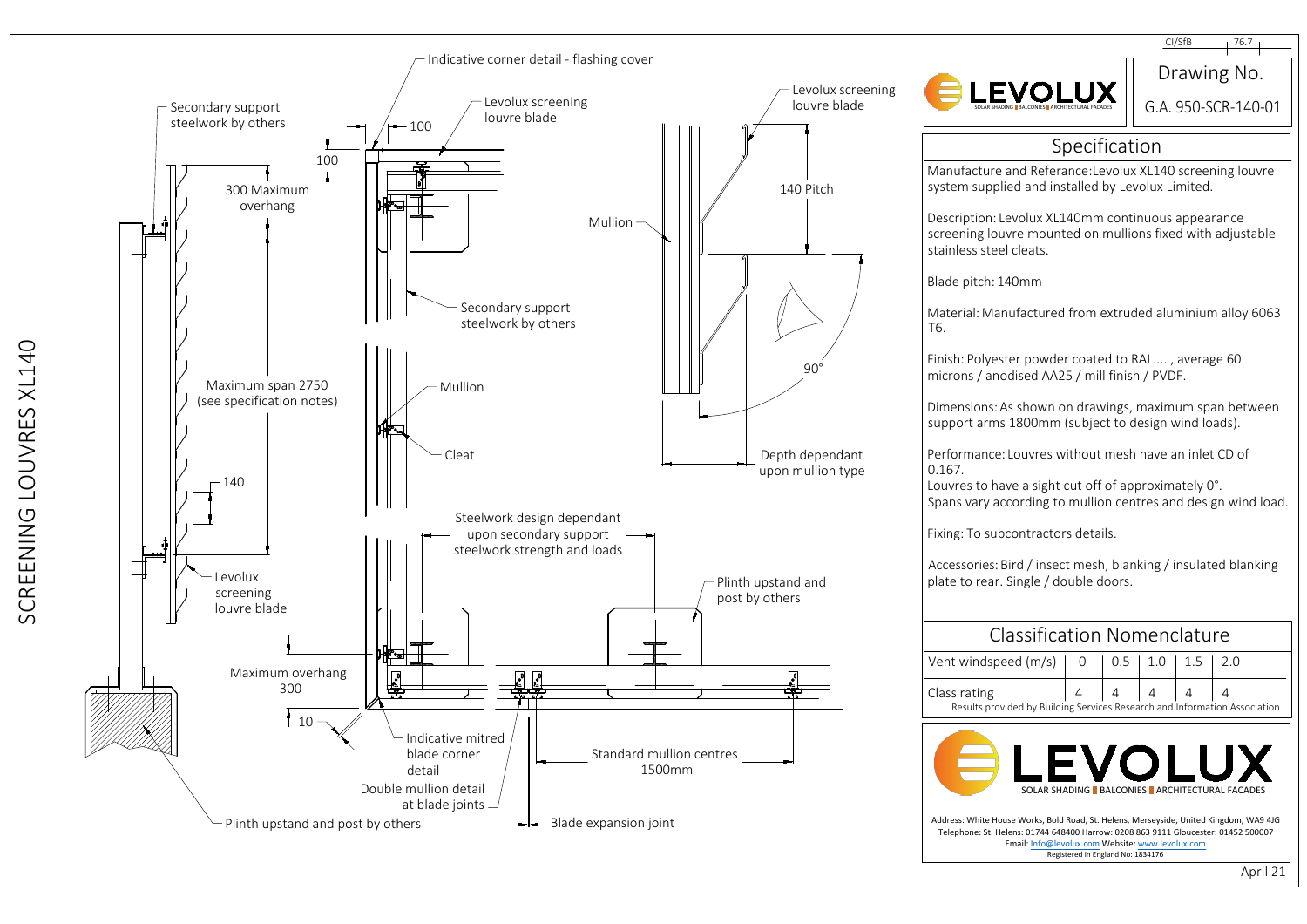# SCREENING LOUVRES XL140

Indicative corner detail - flashing cover

Secondary support steelwork by others

100

100

Levolux screening louvre blade

Levolux screening louvre blade

300 Maximum overhang

140 Pitch

Mullion

Secondary support steelwork by others

Maximum span 2750 (see specification notes)

Mullion

90°

Cleat

Depth dependant upon mullion type

140

Steelwork design dependant upon secondary support steelwork strength and loads

Levolux screening louvre blade

Plinth upstand and post by others

Maximum overhang 300

10

Indicative mitred blade corner detail

Standard mullion centres 1500mm

Double mullion detail at blade joints

Plinth upstand and post by others

Blade expansion joint

CI/SfB 76.7

LEVOLUX
SOLAR SHADING | BALCONIES | ARCHITECTURAL FACADES

Drawing No.
G.A. 950-SCR-140-01

## Specification

Manufacture and Referance:Levolux XL140 screening louvre system supplied and installed by Levolux Limited.

Description: Levolux XL140mm continuous appearance screening louvre mounted on mullions fixed with adjustable stainless steel cleats.

Blade pitch: 140mm

Material: Manufactured from extruded aluminium alloy 6063 T6.

Finish: Polyester powder coated to RAL…. , average 60 microns / anodised AA25 / mill finish / PVDF.

Dimensions: As shown on drawings, maximum span between support arms 1800mm (subject to design wind loads).

Performance: Louvres without mesh have an inlet CD of 0.167.
Louvres to have a sight cut off of approximately 0°.
Spans vary according to mullion centres and design wind load.

Fixing: To subcontractors details.

Accessories: Bird / insect mesh, blanking / insulated blanking plate to rear. Single / double doors.

## Classification Nomenclature

| Vent windspeed (m/s) | 0 | 0.5 | 1.0 | 1.5 | 2.0 |
|---|---|---|---|---|---|
| Class rating | 4 | 4 | 4 | 4 | 4 |

Results provided by Building Services Research and Information Association

LEVOLUX
SOLAR SHADING | BALCONIES | ARCHITECTURAL FACADES

Address: White House Works, Bold Road, St. Helens, Merseyside, United Kingdom, WA9 4JG
Telephone: St. Helens: 01744 648400 Harrow: 0208 863 9111 Gloucester: 01452 500007
Email: Info@levolux.com Website: www.levolux.com
Registered in England No: 1834176

April 21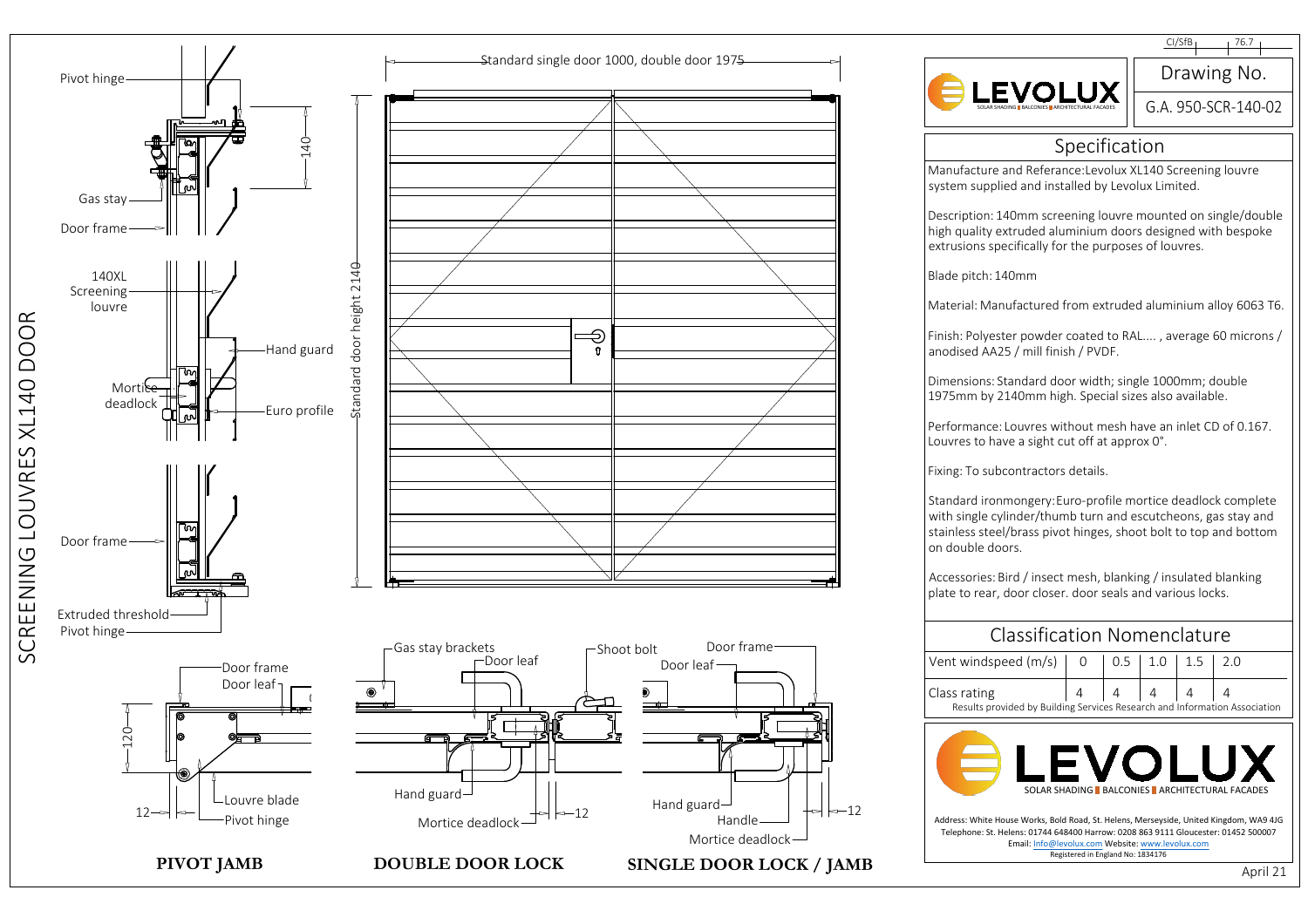# SCREENING LOUVRES XL140 DOOR

Pivot hinge

Gas stay

Door frame

140

140XL Screening louvre

Hand guard

Mortice deadlock

Euro profile

Door frame

Extruded threshold

Pivot hinge

Standard single door 1000, double door 1975

Standard door height 2140

Door frame

Door leaf

120

Louvre blade

12

Pivot hinge

**PIVOT JAMB**

Gas stay brackets

Door leaf

Shoot bolt

Hand guard

Mortice deadlock

12

**DOUBLE DOOR LOCK**

Door frame

Door leaf

Hand guard

Handle

Mortice deadlock

12

**SINGLE DOOR LOCK / JAMB**

CI/SfB 76.7

LEVOLUX
SOLAR SHADING | BALCONIES | ARCHITECTURAL FACADES

Drawing No.

G.A. 950-SCR-140-02

## Specification

Manufacture and Referance:Levolux XL140 Screening louvre system supplied and installed by Levolux Limited.

Description: 140mm screening louvre mounted on single/double high quality extruded aluminium doors designed with bespoke extrusions specifically for the purposes of louvres.

Blade pitch: 140mm

Material: Manufactured from extruded aluminium alloy 6063 T6.

Finish: Polyester powder coated to RAL.... , average 60 microns / anodised AA25 / mill finish / PVDF.

Dimensions: Standard door width; single 1000mm; double 1975mm by 2140mm high. Special sizes also available.

Performance: Louvres without mesh have an inlet CD of 0.167. Louvres to have a sight cut off at approx 0°.

Fixing: To subcontractors details.

Standard ironmongery:Euro-profile mortice deadlock complete with single cylinder/thumb turn and escutcheons, gas stay and stainless steel/brass pivot hinges, shoot bolt to top and bottom on double doors.

Accessories: Bird / insect mesh, blanking / insulated blanking plate to rear, door closer. door seals and various locks.

## Classification Nomenclature

| Vent windspeed (m/s) | 0 | 0.5 | 1.0 | 1.5 | 2.0 |
|---|---|---|---|---|---|
| Class rating | 4 | 4 | 4 | 4 | 4 |

Results provided by Building Services Research and Information Association

LEVOLUX
SOLAR SHADING | BALCONIES | ARCHITECTURAL FACADES

Address: White House Works, Bold Road, St. Helens, Merseyside, United Kingdom, WA9 4JG
Telephone: St. Helens: 01744 648400 Harrow: 0208 863 9111 Gloucester: 01452 500007
Email: Info@levolux.com Website: www.levolux.com
Registered in England No: 1834176

April 21